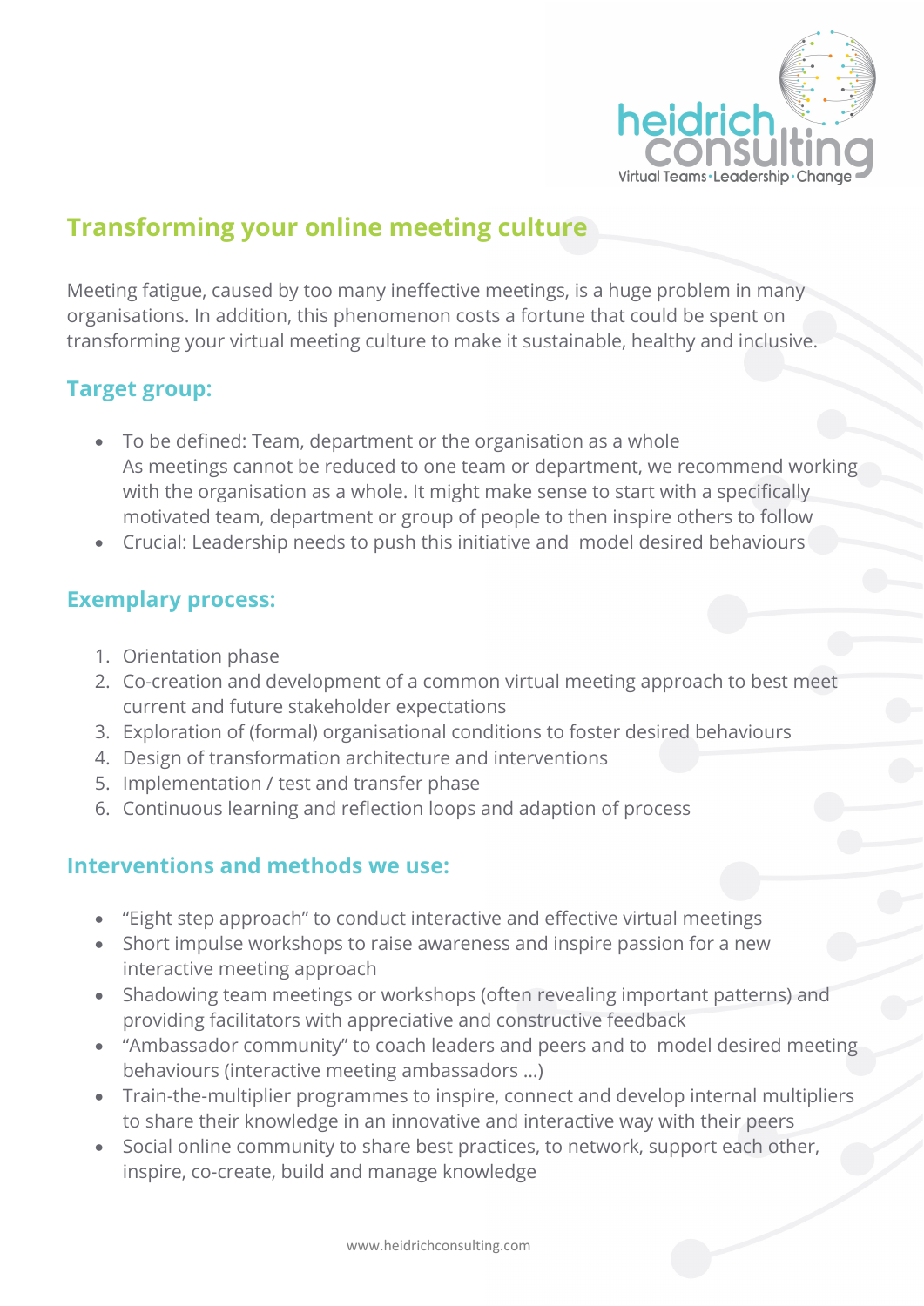# Transforming your online meeting culture

Meeting fatigue, caused by too many ineffective meetings, is a huge problem in many organisations. In addition, this phenomenon costs a fortune that could be spent on transforming your virtual meeting culture to make it sustainable, healthy and inclusive.

## Target group:

- To be defined: Team, department or the organisation as a whole
  As meetings cannot be reduced to one team or department, we recommend working with the organisation as a whole. It might make sense to start with a specifically motivated team, department or group of people to then inspire others to follow
- Crucial: Leadership needs to push this initiative and model desired behaviours

## Exemplary process:

1. Orientation phase
2. Co-creation and development of a common virtual meeting approach to best meet current and future stakeholder expectations
3. Exploration of (formal) organisational conditions to foster desired behaviours
4. Design of transformation architecture and interventions
5. Implementation / test and transfer phase
6. Continuous learning and reflection loops and adaption of process

## Interventions and methods we use:

- "Eight step approach" to conduct interactive and effective virtual meetings
- Short impulse workshops to raise awareness and inspire passion for a new interactive meeting approach
- Shadowing team meetings or workshops (often revealing important patterns) and providing facilitators with appreciative and constructive feedback
- "Ambassador community" to coach leaders and peers and to model desired meeting behaviours (interactive meeting ambassadors …)
- Train-the-multiplier programmes to inspire, connect and develop internal multipliers to share their knowledge in an innovative and interactive way with their peers
- Social online community to share best practices, to network, support each other, inspire, co-create, build and manage knowledge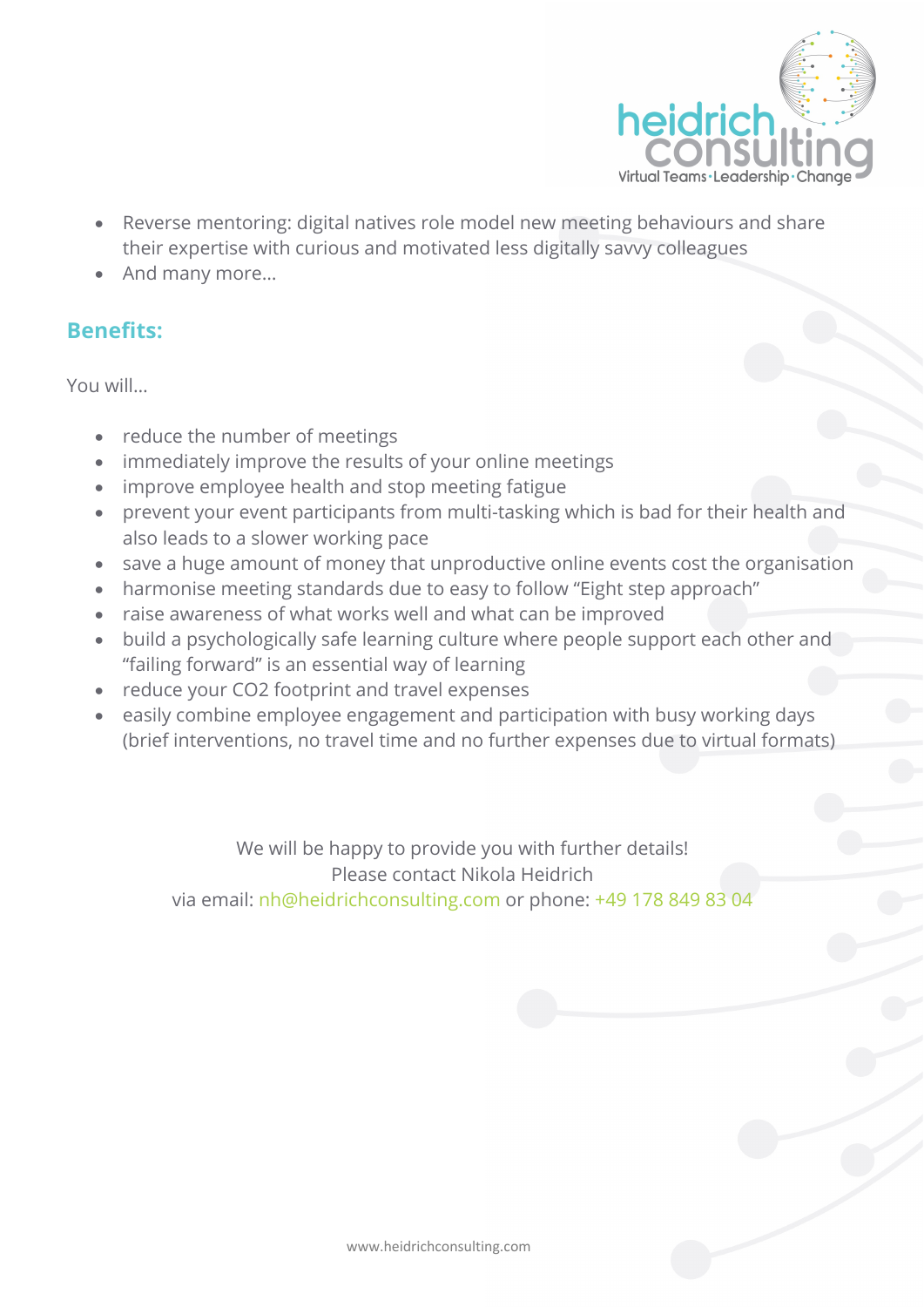- Reverse mentoring: digital natives role model new meeting behaviours and share their expertise with curious and motivated less digitally savvy colleagues
- And many more…

## Benefits:

You will…

- reduce the number of meetings
- immediately improve the results of your online meetings
- improve employee health and stop meeting fatigue
- prevent your event participants from multi-tasking which is bad for their health and also leads to a slower working pace
- save a huge amount of money that unproductive online events cost the organisation
- harmonise meeting standards due to easy to follow "Eight step approach"
- raise awareness of what works well and what can be improved
- build a psychologically safe learning culture where people support each other and "failing forward" is an essential way of learning
- reduce your $CO_2$ footprint and travel expenses
- easily combine employee engagement and participation with busy working days (brief interventions, no travel time and no further expenses due to virtual formats)

We will be happy to provide you with further details!
Please contact Nikola Heidrich
via email: nh@heidrichconsulting.com or phone: +49 178 849 83 04